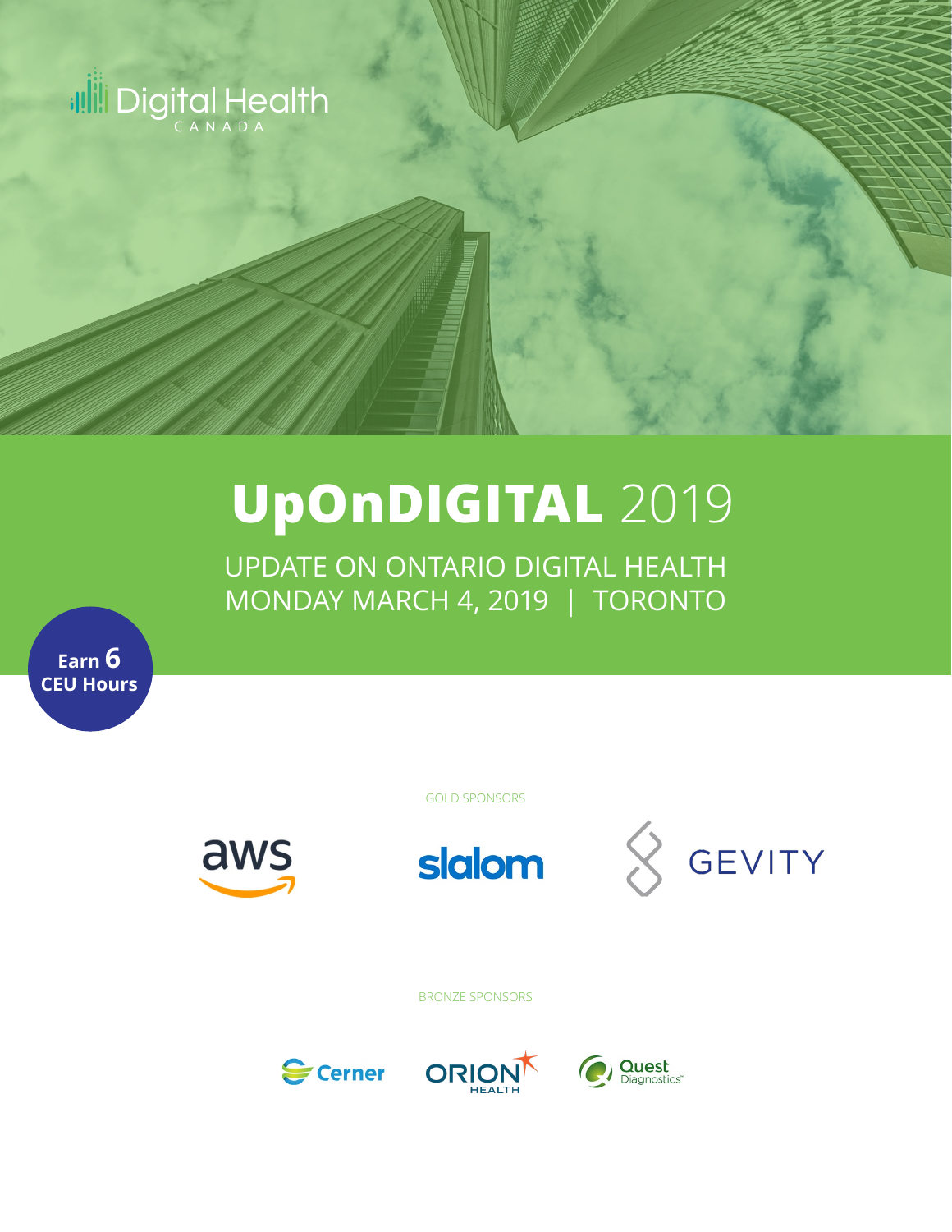Digital Health CANADA

# UpOnDIGITAL 2019

UPDATE ON ONTARIO DIGITAL HEALTH
MONDAY MARCH 4, 2019 | TORONTO

**Earn 6 CEU Hours**

GOLD SPONSORS

aws

slalom

GEVITY

BRONZE SPONSORS

Cerner

ORION HEALTH

Quest Diagnostics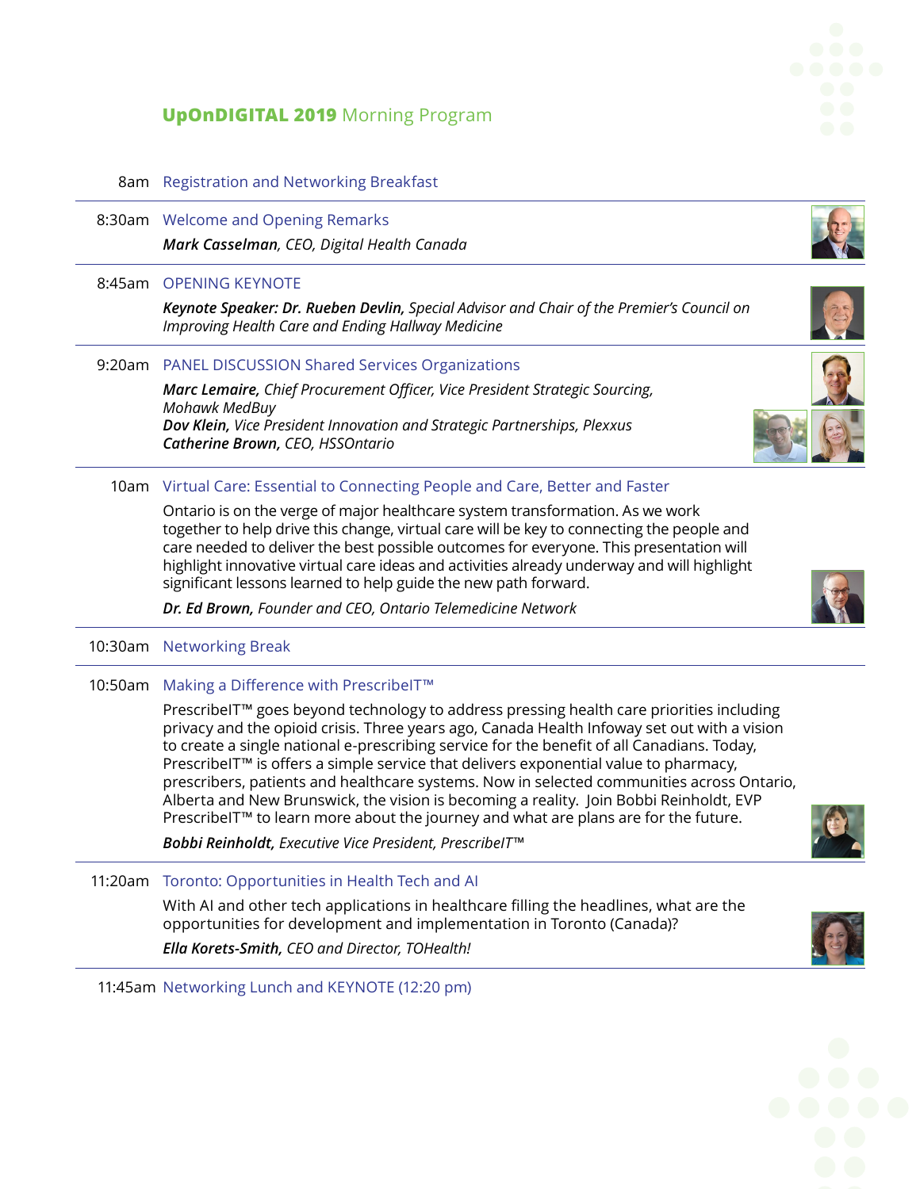## **UpOnDIGITAL 2019** Morning Program

8am Registration and Networking Breakfast

---

8:30am Welcome and Opening Remarks

***Mark Casselman**, CEO, Digital Health Canada*

---

8:45am OPENING KEYNOTE

***Keynote Speaker: Dr. Rueben Devlin**, Special Advisor and Chair of the Premier's Council on Improving Health Care and Ending Hallway Medicine*

---

9:20am PANEL DISCUSSION Shared Services Organizations

***Marc Lemaire**, Chief Procurement Officer, Vice President Strategic Sourcing, Mohawk MedBuy*
***Dov Klein**, Vice President Innovation and Strategic Partnerships, Plexxus*
***Catherine Brown**, CEO, HSSOntario*

---

10am Virtual Care: Essential to Connecting People and Care, Better and Faster

Ontario is on the verge of major healthcare system transformation. As we work together to help drive this change, virtual care will be key to connecting the people and care needed to deliver the best possible outcomes for everyone. This presentation will highlight innovative virtual care ideas and activities already underway and will highlight significant lessons learned to help guide the new path forward.

***Dr. Ed Brown**, Founder and CEO, Ontario Telemedicine Network*

---

10:30am Networking Break

---

10:50am Making a Difference with PrescribeIT™

PrescribeIT™ goes beyond technology to address pressing health care priorities including privacy and the opioid crisis. Three years ago, Canada Health Infoway set out with a vision to create a single national e-prescribing service for the benefit of all Canadians. Today, PrescribeIT™ is offers a simple service that delivers exponential value to pharmacy, prescribers, patients and healthcare systems. Now in selected communities across Ontario, Alberta and New Brunswick, the vision is becoming a reality. Join Bobbi Reinholdt, EVP PrescribeIT™ to learn more about the journey and what are plans are for the future.

***Bobbi Reinholdt**, Executive Vice President, PrescribeIT™*

---

11:20am Toronto: Opportunities in Health Tech and AI

With AI and other tech applications in healthcare filling the headlines, what are the opportunities for development and implementation in Toronto (Canada)?

***Ella Korets-Smith**, CEO and Director, TOHealth!*

---

11:45am Networking Lunch and KEYNOTE (12:20 pm)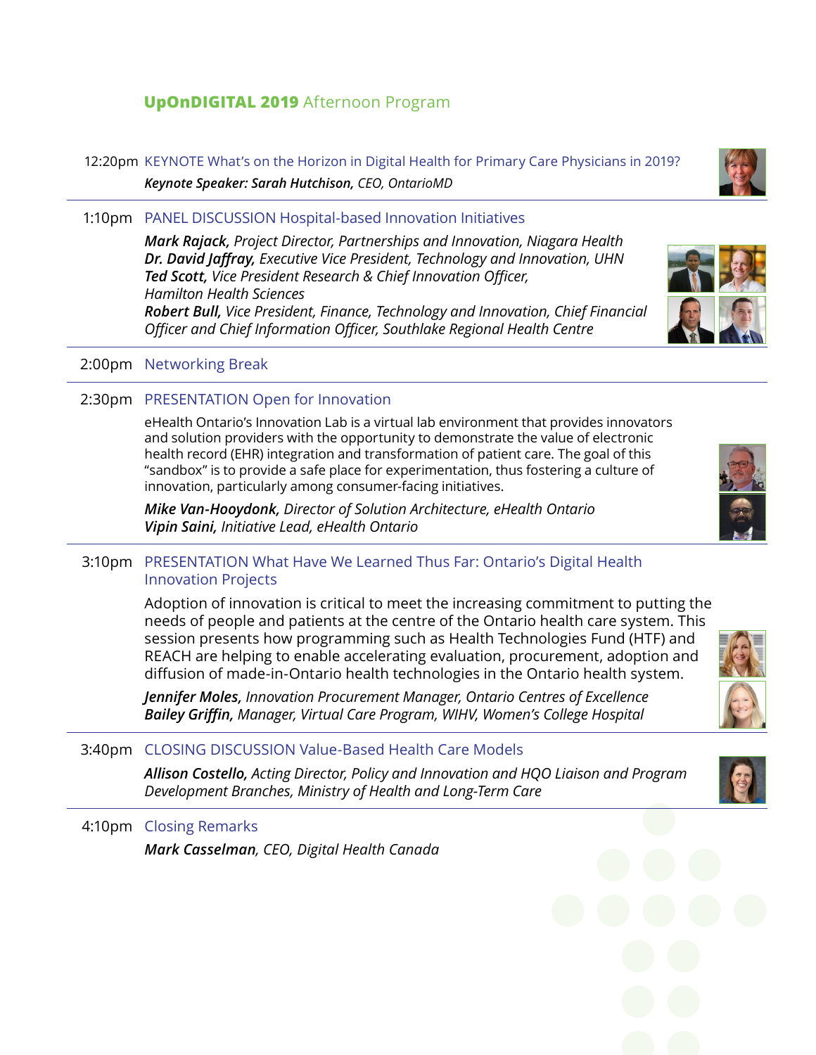# **UpOnDIGITAL 2019** Afternoon Program

**12:20pm** KEYNOTE What's on the Horizon in Digital Health for Primary Care Physicians in 2019?

***Keynote Speaker: Sarah Hutchison,*** *CEO, OntarioMD*

---

**1:10pm** PANEL DISCUSSION Hospital-based Innovation Initiatives

***Mark Rajack,*** *Project Director, Partnerships and Innovation, Niagara Health*
***Dr. David Jaffray,*** *Executive Vice President, Technology and Innovation, UHN*
***Ted Scott,*** *Vice President Research & Chief Innovation Officer, Hamilton Health Sciences*
***Robert Bull,*** *Vice President, Finance, Technology and Innovation, Chief Financial Officer and Chief Information Officer, Southlake Regional Health Centre*

---

**2:00pm** Networking Break

---

**2:30pm** PRESENTATION Open for Innovation

eHealth Ontario's Innovation Lab is a virtual lab environment that provides innovators and solution providers with the opportunity to demonstrate the value of electronic health record (EHR) integration and transformation of patient care. The goal of this "sandbox" is to provide a safe place for experimentation, thus fostering a culture of innovation, particularly among consumer-facing initiatives.

***Mike Van-Hooydonk,*** *Director of Solution Architecture, eHealth Ontario*
***Vipin Saini,*** *Initiative Lead, eHealth Ontario*

---

**3:10pm** PRESENTATION What Have We Learned Thus Far: Ontario's Digital Health Innovation Projects

Adoption of innovation is critical to meet the increasing commitment to putting the needs of people and patients at the centre of the Ontario health care system. This session presents how programming such as Health Technologies Fund (HTF) and REACH are helping to enable accelerating evaluation, procurement, adoption and diffusion of made-in-Ontario health technologies in the Ontario health system.

***Jennifer Moles,*** *Innovation Procurement Manager, Ontario Centres of Excellence*
***Bailey Griffin,*** *Manager, Virtual Care Program, WIHV, Women's College Hospital*

---

**3:40pm** CLOSING DISCUSSION Value-Based Health Care Models

***Allison Costello,*** *Acting Director, Policy and Innovation and HQO Liaison and Program Development Branches, Ministry of Health and Long-Term Care*

---

**4:10pm** Closing Remarks

***Mark Casselman,*** *CEO, Digital Health Canada*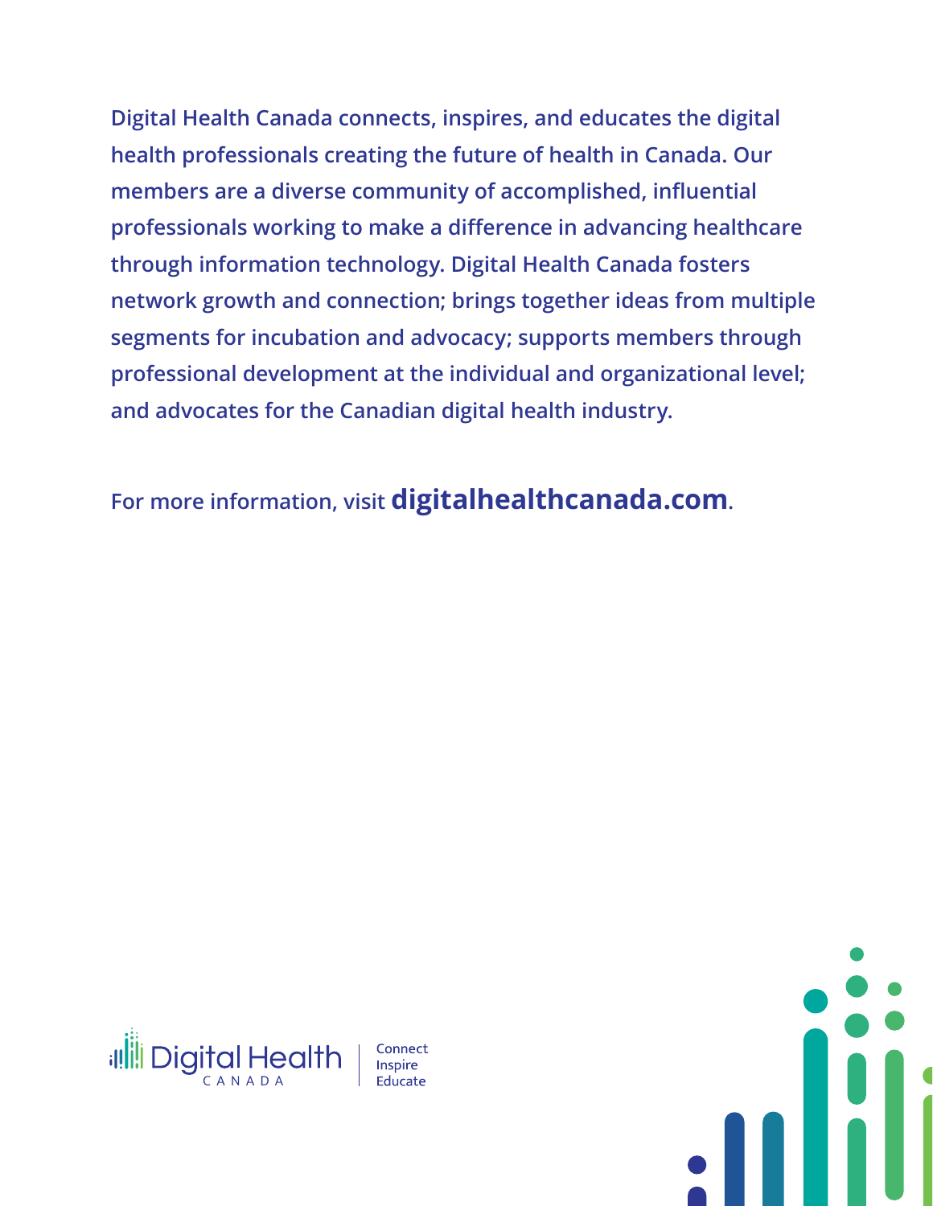**Digital Health Canada connects, inspires, and educates the digital health professionals creating the future of health in Canada. Our members are a diverse community of accomplished, influential professionals working to make a difference in advancing healthcare through information technology. Digital Health Canada fosters network growth and connection; brings together ideas from multiple segments for incubation and advocacy; supports members through professional development at the individual and organizational level; and advocates for the Canadian digital health industry.**

For more information, visit **digitalhealthcanada.com**.

Digital Health CANADA | Connect Inspire Educate